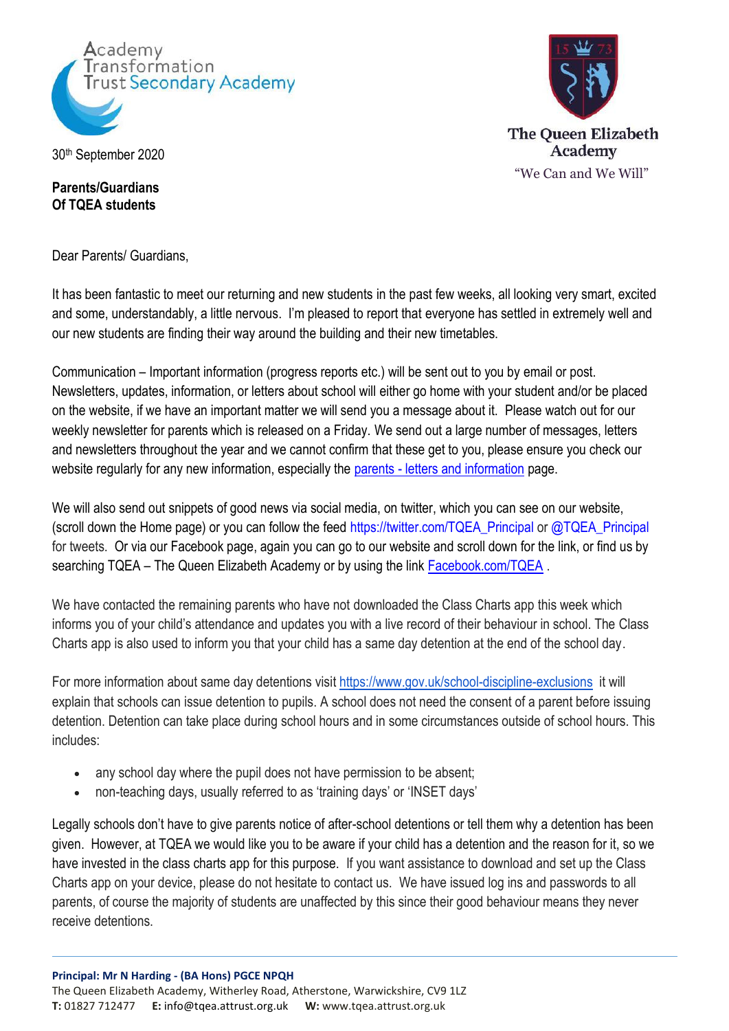Academy Transformation Trust Secondary Academy

The Queen Elizabeth Academy

"We Can and We Will"

30th September 2020

**Parents/Guardians**
**Of TQEA students**

Dear Parents/ Guardians,

It has been fantastic to meet our returning and new students in the past few weeks, all looking very smart, excited and some, understandably, a little nervous. I'm pleased to report that everyone has settled in extremely well and our new students are finding their way around the building and their new timetables.

Communication – Important information (progress reports etc.) will be sent out to you by email or post. Newsletters, updates, information, or letters about school will either go home with your student and/or be placed on the website, if we have an important matter we will send you a message about it. Please watch out for our weekly newsletter for parents which is released on a Friday. We send out a large number of messages, letters and newsletters throughout the year and we cannot confirm that these get to you, please ensure you check our website regularly for any new information, especially the parents - letters and information page.

We will also send out snippets of good news via social media, on twitter, which you can see on our website, (scroll down the Home page) or you can follow the feed https://twitter.com/TQEA_Principal or @TQEA_Principal for tweets. Or via our Facebook page, again you can go to our website and scroll down for the link, or find us by searching TQEA – The Queen Elizabeth Academy or by using the link Facebook.com/TQEA .

We have contacted the remaining parents who have not downloaded the Class Charts app this week which informs you of your child's attendance and updates you with a live record of their behaviour in school. The Class Charts app is also used to inform you that your child has a same day detention at the end of the school day.

For more information about same day detentions visit https://www.gov.uk/school-discipline-exclusions it will explain that schools can issue detention to pupils. A school does not need the consent of a parent before issuing detention. Detention can take place during school hours and in some circumstances outside of school hours. This includes:

- any school day where the pupil does not have permission to be absent;
- non-teaching days, usually referred to as 'training days' or 'INSET days'

Legally schools don't have to give parents notice of after-school detentions or tell them why a detention has been given. However, at TQEA we would like you to be aware if your child has a detention and the reason for it, so we have invested in the class charts app for this purpose. If you want assistance to download and set up the Class Charts app on your device, please do not hesitate to contact us. We have issued log ins and passwords to all parents, of course the majority of students are unaffected by this since their good behaviour means they never receive detentions.

**Principal: Mr N Harding - (BA Hons) PGCE NPQH**
The Queen Elizabeth Academy, Witherley Road, Atherstone, Warwickshire, CV9 1LZ
**T:** 01827 712477 **E:** info@tqea.attrust.org.uk **W:** www.tqea.attrust.org.uk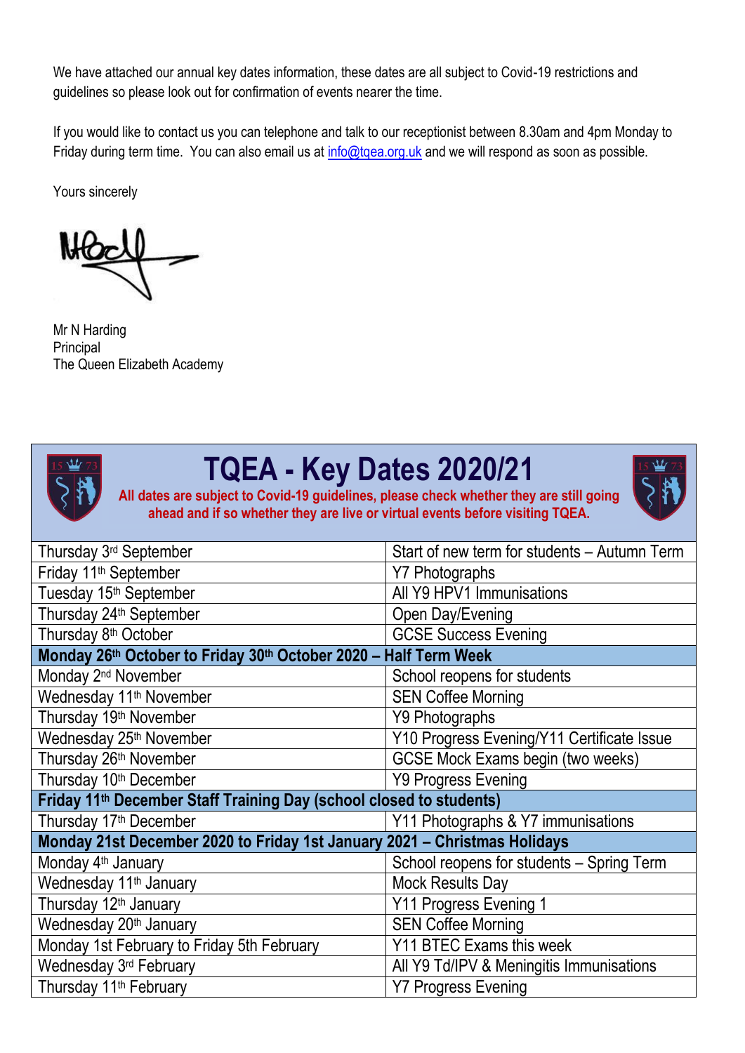We have attached our annual key dates information, these dates are all subject to Covid-19 restrictions and guidelines so please look out for confirmation of events nearer the time.

If you would like to contact us you can telephone and talk to our receptionist between 8.30am and 4pm Monday to Friday during term time. You can also email us at info@tqea.org.uk and we will respond as soon as possible.

Yours sincerely

Mr N Harding
Principal
The Queen Elizabeth Academy

# TQEA - Key Dates 2020/21

**All dates are subject to Covid-19 guidelines, please check whether they are still going ahead and if so whether they are live or virtual events before visiting TQEA.**

| | |
|---|---|
| Thursday 3rd September | Start of new term for students – Autumn Term |
| Friday 11th September | Y7 Photographs |
| Tuesday 15th September | All Y9 HPV1 Immunisations |
| Thursday 24th September | Open Day/Evening |
| Thursday 8th October | GCSE Success Evening |
| **Monday 26th October to Friday 30th October 2020 – Half Term Week** | |
| Monday 2nd November | School reopens for students |
| Wednesday 11th November | SEN Coffee Morning |
| Thursday 19th November | Y9 Photographs |
| Wednesday 25th November | Y10 Progress Evening/Y11 Certificate Issue |
| Thursday 26th November | GCSE Mock Exams begin (two weeks) |
| Thursday 10th December | Y9 Progress Evening |
| **Friday 11th December Staff Training Day (school closed to students)** | |
| Thursday 17th December | Y11 Photographs & Y7 immunisations |
| **Monday 21st December 2020 to Friday 1st January 2021 – Christmas Holidays** | |
| Monday 4th January | School reopens for students – Spring Term |
| Wednesday 11th January | Mock Results Day |
| Thursday 12th January | Y11 Progress Evening 1 |
| Wednesday 20th January | SEN Coffee Morning |
| Monday 1st February to Friday 5th February | Y11 BTEC Exams this week |
| Wednesday 3rd February | All Y9 Td/IPV & Meningitis Immunisations |
| Thursday 11th February | Y7 Progress Evening |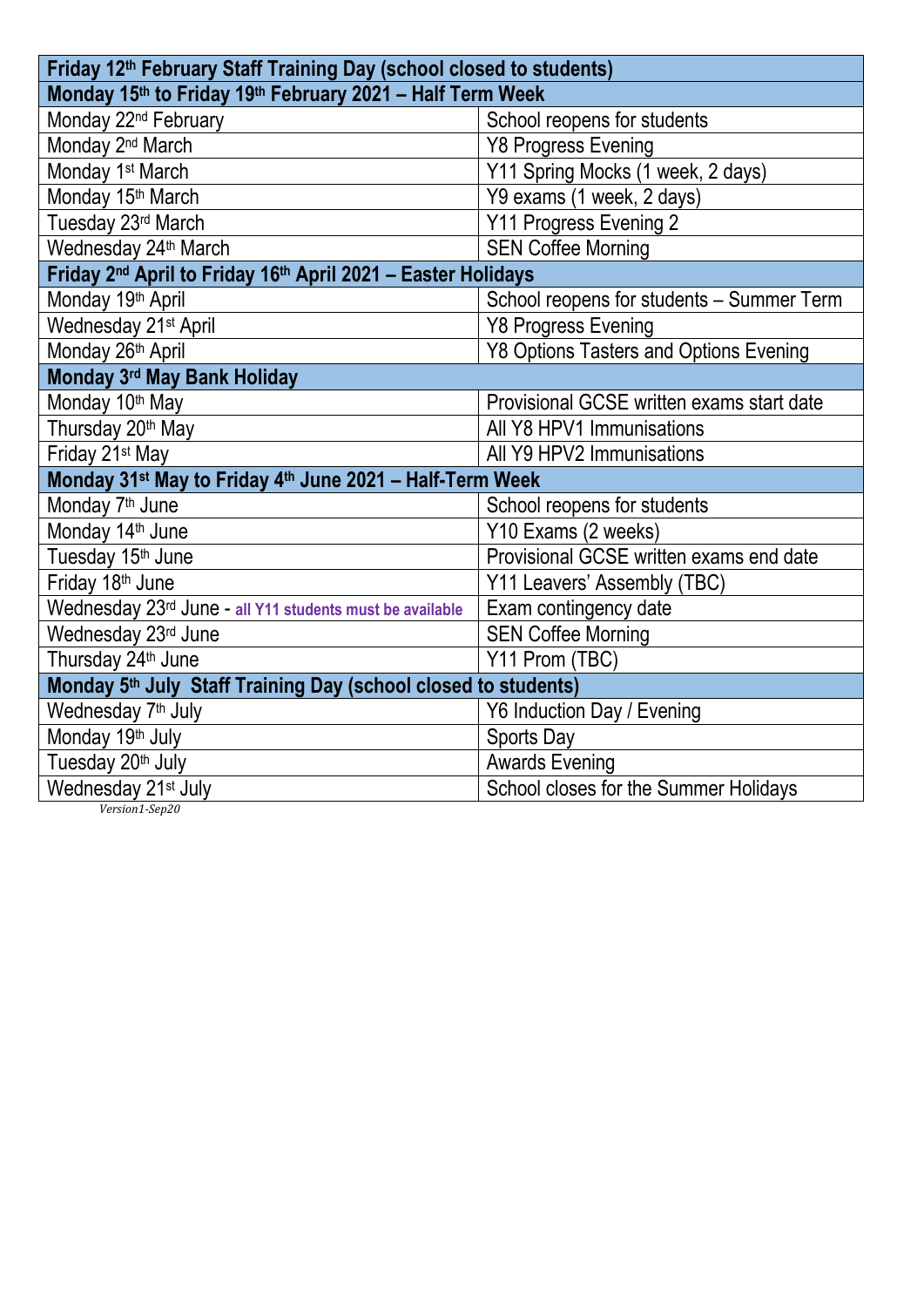| | |
|---|---|
| **Friday 12th February Staff Training Day (school closed to students)** | |
| **Monday 15th to Friday 19th February 2021 – Half Term Week** | |
| Monday 22nd February | School reopens for students |
| Monday 2nd March | Y8 Progress Evening |
| Monday 1st March | Y11 Spring Mocks (1 week, 2 days) |
| Monday 15th March | Y9 exams (1 week, 2 days) |
| Tuesday 23rd March | Y11 Progress Evening 2 |
| Wednesday 24th March | SEN Coffee Morning |
| **Friday 2nd April to Friday 16th April 2021 – Easter Holidays** | |
| Monday 19th April | School reopens for students – Summer Term |
| Wednesday 21st April | Y8 Progress Evening |
| Monday 26th April | Y8 Options Tasters and Options Evening |
| **Monday 3rd May Bank Holiday** | |
| Monday 10th May | Provisional GCSE written exams start date |
| Thursday 20th May | All Y8 HPV1 Immunisations |
| Friday 21st May | All Y9 HPV2 Immunisations |
| **Monday 31st May to Friday 4th June 2021 – Half-Term Week** | |
| Monday 7th June | School reopens for students |
| Monday 14th June | Y10 Exams (2 weeks) |
| Tuesday 15th June | Provisional GCSE written exams end date |
| Friday 18th June | Y11 Leavers' Assembly (TBC) |
| Wednesday 23rd June - **all Y11 students must be available** | Exam contingency date |
| Wednesday 23rd June | SEN Coffee Morning |
| Thursday 24th June | Y11 Prom (TBC) |
| **Monday 5th July Staff Training Day (school closed to students)** | |
| Wednesday 7th July | Y6 Induction Day / Evening |
| Monday 19th July | Sports Day |
| Tuesday 20th July | Awards Evening |
| Wednesday 21st July | School closes for the Summer Holidays |

*Version1-Sep20*